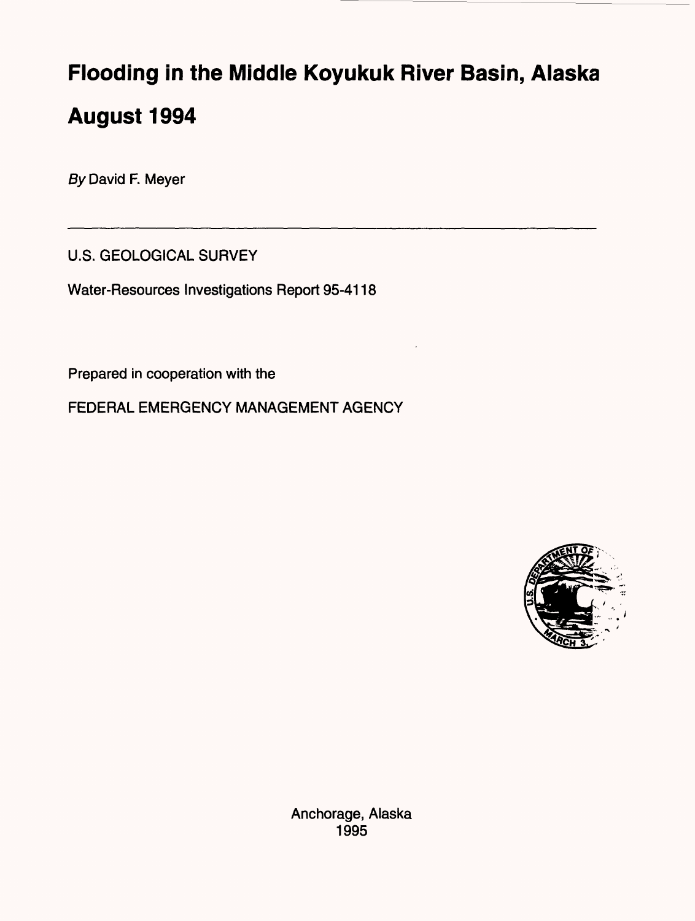# Flooding in the Middle Koyukuk River Basin, Alaska August 1994

*By* David F. Meyer

---

U.S. GEOLOGICAL SURVEY

Water-Resources Investigations Report 95-4118

Prepared in cooperation with the

FEDERAL EMERGENCY MANAGEMENT AGENCY

Anchorage, Alaska
1995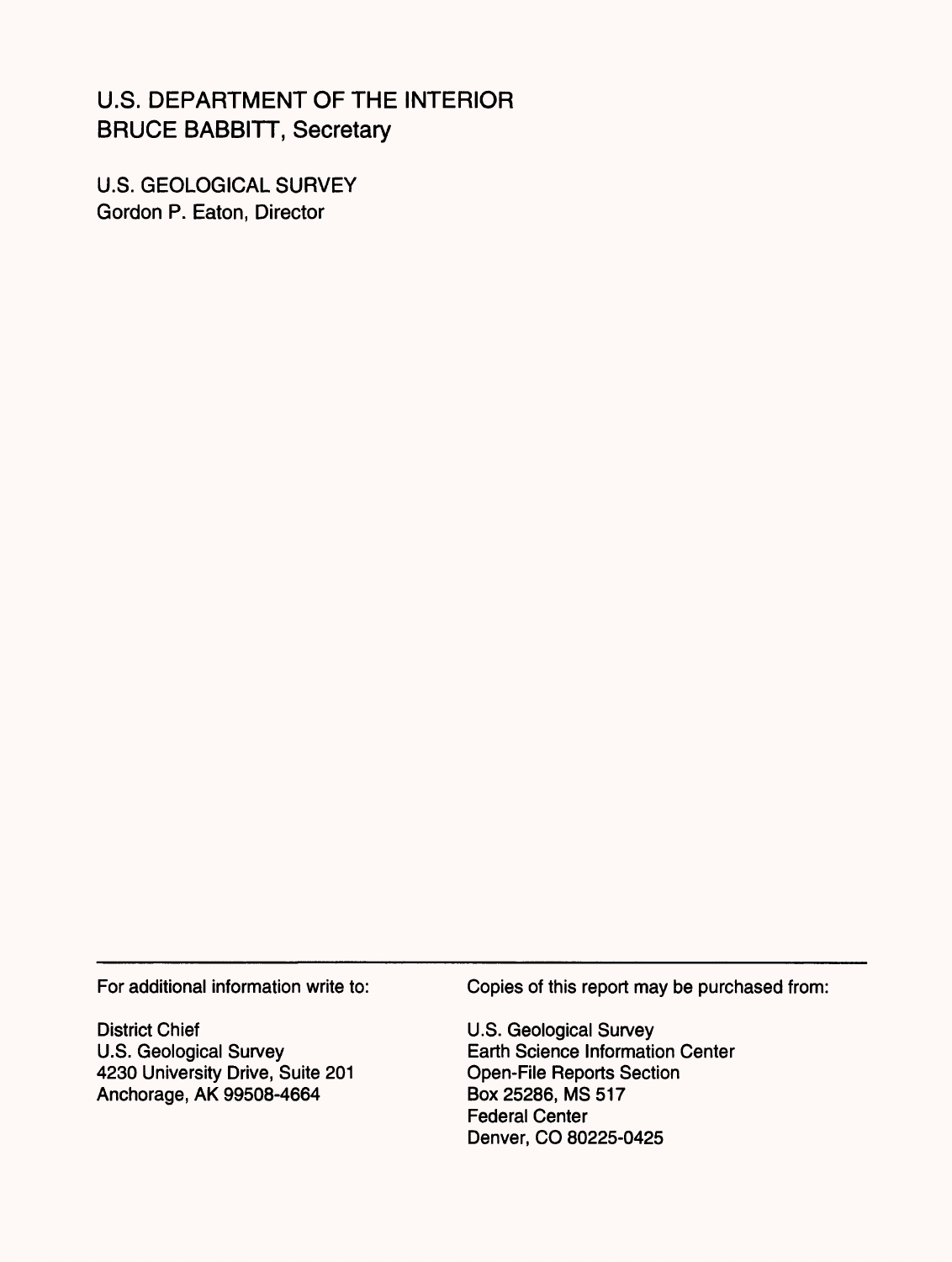U.S. DEPARTMENT OF THE INTERIOR
BRUCE BABBITT, Secretary

U.S. GEOLOGICAL SURVEY
Gordon P. Eaton, Director

---

For additional information write to:

District Chief
U.S. Geological Survey
4230 University Drive, Suite 201
Anchorage, AK 99508-4664

Copies of this report may be purchased from:

U.S. Geological Survey
Earth Science Information Center
Open-File Reports Section
Box 25286, MS 517
Federal Center
Denver, CO 80225-0425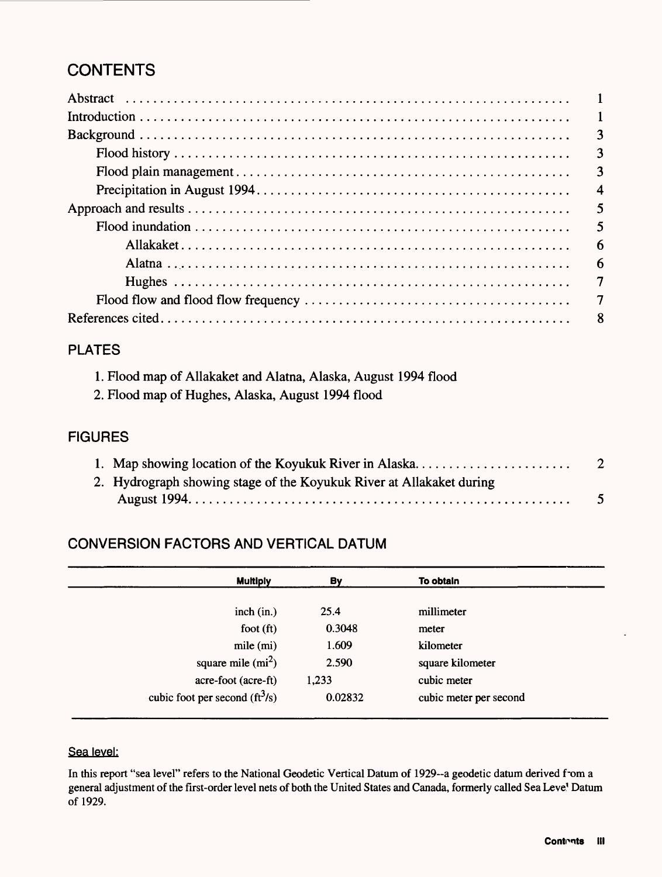# CONTENTS

- Abstract ........ 1
- Introduction ........ 1
- Background ........ 3
  - Flood history ........ 3
  - Flood plain management ........ 3
  - Precipitation in August 1994 ........ 4
- Approach and results ........ 5
  - Flood inundation ........ 5
    - Allakaket ........ 6
    - Alatna ........ 6
    - Hughes ........ 7
  - Flood flow and flood flow frequency ........ 7
- References cited ........ 8

## PLATES

1. Flood map of Allakaket and Alatna, Alaska, August 1994 flood
2. Flood map of Hughes, Alaska, August 1994 flood

## FIGURES

1. Map showing location of the Koyukuk River in Alaska ........ 2
2. Hydrograph showing stage of the Koyukuk River at Allakaket during August 1994 ........ 5

## CONVERSION FACTORS AND VERTICAL DATUM

| Multiply | By | To obtain |
|---|---|---|
| inch (in.) | 25.4 | millimeter |
| foot (ft) | 0.3048 | meter |
| mile (mi) | 1.609 | kilometer |
| square mile ($mi^2$) | 2.590 | square kilometer |
| acre-foot (acre-ft) | 1,233 | cubic meter |
| cubic foot per second ($ft^3/s$) | 0.02832 | cubic meter per second |

Sea level:

In this report "sea level" refers to the National Geodetic Vertical Datum of 1929--a geodetic datum derived from a general adjustment of the first-order level nets of both the United States and Canada, formerly called Sea Level Datum of 1929.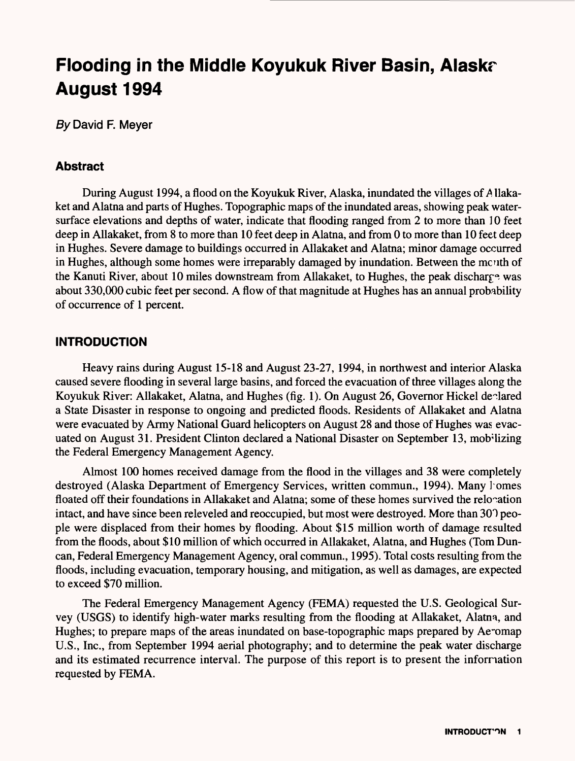# Flooding in the Middle Koyukuk River Basin, Alaska August 1994

*By* David F. Meyer

## Abstract

During August 1994, a flood on the Koyukuk River, Alaska, inundated the villages of Allakaket and Alatna and parts of Hughes. Topographic maps of the inundated areas, showing peak water-surface elevations and depths of water, indicate that flooding ranged from 2 to more than 10 feet deep in Allakaket, from 8 to more than 10 feet deep in Alatna, and from 0 to more than 10 feet deep in Hughes. Severe damage to buildings occurred in Allakaket and Alatna; minor damage occurred in Hughes, although some homes were irreparably damaged by inundation. Between the mouth of the Kanuti River, about 10 miles downstream from Allakaket, to Hughes, the peak discharge was about 330,000 cubic feet per second. A flow of that magnitude at Hughes has an annual probability of occurrence of 1 percent.

## INTRODUCTION

Heavy rains during August 15-18 and August 23-27, 1994, in northwest and interior Alaska caused severe flooding in several large basins, and forced the evacuation of three villages along the Koyukuk River: Allakaket, Alatna, and Hughes (fig. 1). On August 26, Governor Hickel declared a State Disaster in response to ongoing and predicted floods. Residents of Allakaket and Alatna were evacuated by Army National Guard helicopters on August 28 and those of Hughes was evacuated on August 31. President Clinton declared a National Disaster on September 13, mobilizing the Federal Emergency Management Agency.

Almost 100 homes received damage from the flood in the villages and 38 were completely destroyed (Alaska Department of Emergency Services, written commun., 1994). Many homes floated off their foundations in Allakaket and Alatna; some of these homes survived the relocation intact, and have since been releveled and reoccupied, but most were destroyed. More than 300 people were displaced from their homes by flooding. About $15 million worth of damage resulted from the floods, about $10 million of which occurred in Allakaket, Alatna, and Hughes (Tom Duncan, Federal Emergency Management Agency, oral commun., 1995). Total costs resulting from the floods, including evacuation, temporary housing, and mitigation, as well as damages, are expected to exceed $70 million.

The Federal Emergency Management Agency (FEMA) requested the U.S. Geological Survey (USGS) to identify high-water marks resulting from the flooding at Allakaket, Alatna, and Hughes; to prepare maps of the areas inundated on base-topographic maps prepared by Aeromap U.S., Inc., from September 1994 aerial photography; and to determine the peak water discharge and its estimated recurrence interval. The purpose of this report is to present the information requested by FEMA.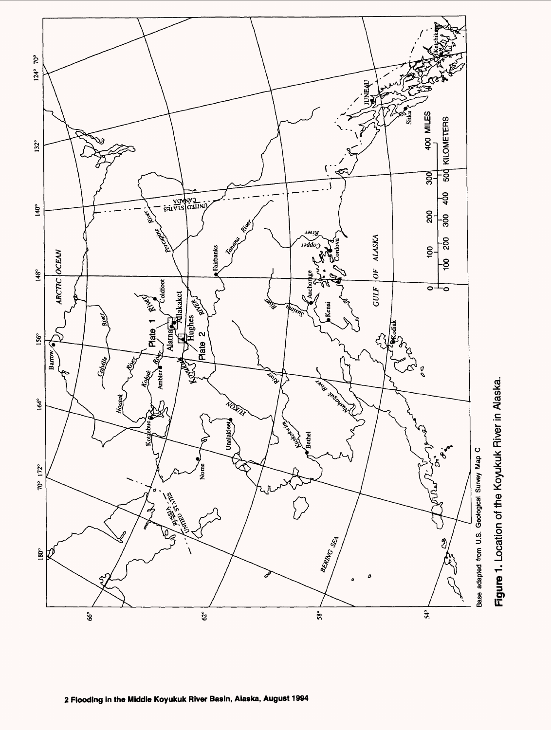Base adapted from U.S. Geological Survey Map C

**Figure 1.** Location of the Koyukuk River in Alaska.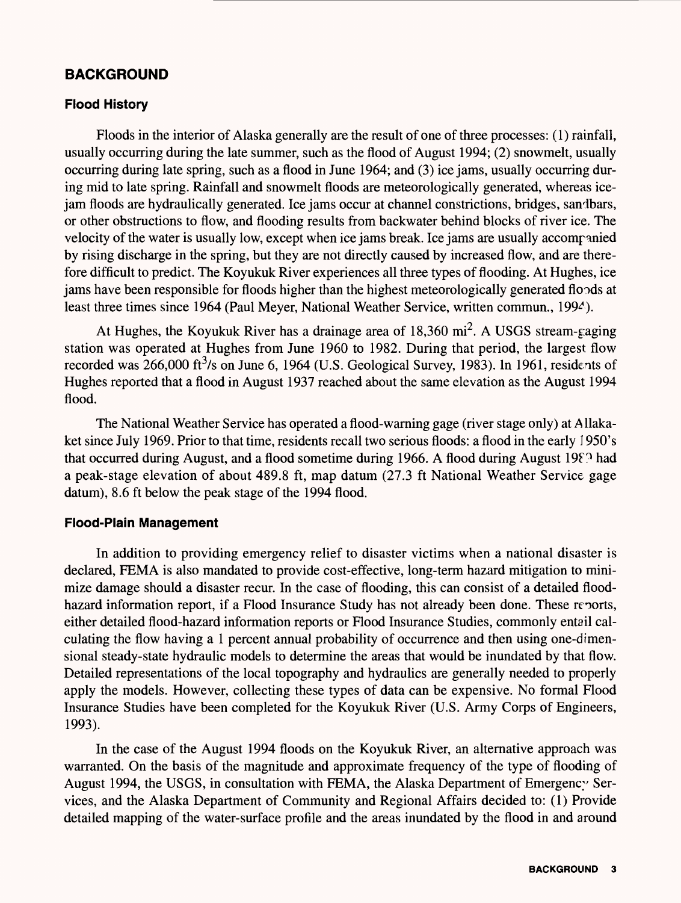## BACKGROUND

### Flood History

Floods in the interior of Alaska generally are the result of one of three processes: (1) rainfall, usually occurring during the late summer, such as the flood of August 1994; (2) snowmelt, usually occurring during late spring, such as a flood in June 1964; and (3) ice jams, usually occurring during mid to late spring. Rainfall and snowmelt floods are meteorologically generated, whereas ice-jam floods are hydraulically generated. Ice jams occur at channel constrictions, bridges, sandbars, or other obstructions to flow, and flooding results from backwater behind blocks of river ice. The velocity of the water is usually low, except when ice jams break. Ice jams are usually accompanied by rising discharge in the spring, but they are not directly caused by increased flow, and are therefore difficult to predict. The Koyukuk River experiences all three types of flooding. At Hughes, ice jams have been responsible for floods higher than the highest meteorologically generated floods at least three times since 1964 (Paul Meyer, National Weather Service, written commun., 1994).

At Hughes, the Koyukuk River has a drainage area of 18,360 mi$^2$. A USGS stream-gaging station was operated at Hughes from June 1960 to 1982. During that period, the largest flow recorded was 266,000 ft$^3$/s on June 6, 1964 (U.S. Geological Survey, 1983). In 1961, residents of Hughes reported that a flood in August 1937 reached about the same elevation as the August 1994 flood.

The National Weather Service has operated a flood-warning gage (river stage only) at Allakaket since July 1969. Prior to that time, residents recall two serious floods: a flood in the early 1950's that occurred during August, and a flood sometime during 1966. A flood during August 198? had a peak-stage elevation of about 489.8 ft, map datum (27.3 ft National Weather Service gage datum), 8.6 ft below the peak stage of the 1994 flood.

### Flood-Plain Management

In addition to providing emergency relief to disaster victims when a national disaster is declared, FEMA is also mandated to provide cost-effective, long-term hazard mitigation to minimize damage should a disaster recur. In the case of flooding, this can consist of a detailed flood-hazard information report, if a Flood Insurance Study has not already been done. These reports, either detailed flood-hazard information reports or Flood Insurance Studies, commonly entail calculating the flow having a 1 percent annual probability of occurrence and then using one-dimensional steady-state hydraulic models to determine the areas that would be inundated by that flow. Detailed representations of the local topography and hydraulics are generally needed to properly apply the models. However, collecting these types of data can be expensive. No formal Flood Insurance Studies have been completed for the Koyukuk River (U.S. Army Corps of Engineers, 1993).

In the case of the August 1994 floods on the Koyukuk River, an alternative approach was warranted. On the basis of the magnitude and approximate frequency of the type of flooding of August 1994, the USGS, in consultation with FEMA, the Alaska Department of Emergency Services, and the Alaska Department of Community and Regional Affairs decided to: (1) Provide detailed mapping of the water-surface profile and the areas inundated by the flood in and around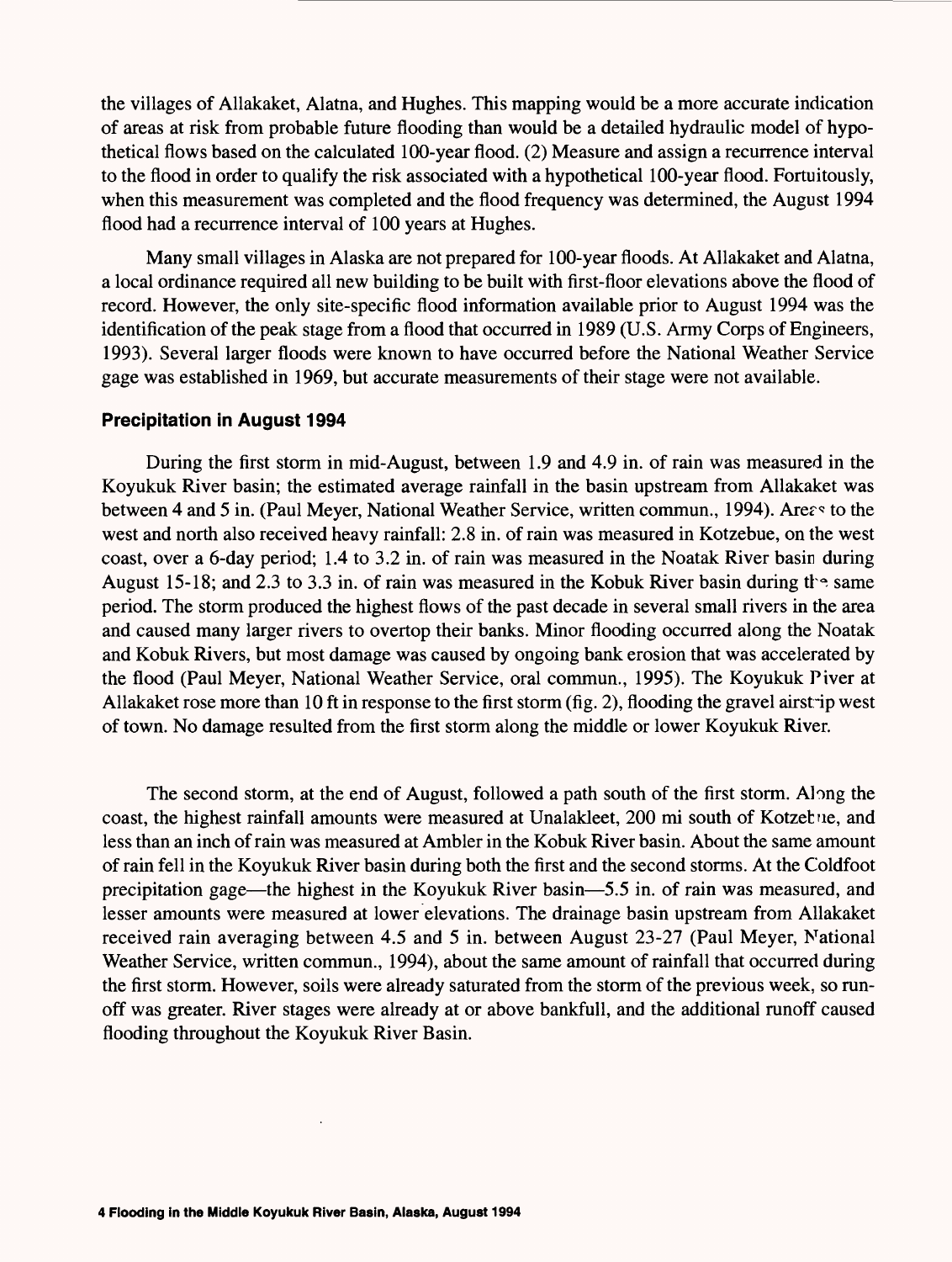the villages of Allakaket, Alatna, and Hughes. This mapping would be a more accurate indication of areas at risk from probable future flooding than would be a detailed hydraulic model of hypothetical flows based on the calculated 100-year flood. (2) Measure and assign a recurrence interval to the flood in order to qualify the risk associated with a hypothetical 100-year flood. Fortuitously, when this measurement was completed and the flood frequency was determined, the August 1994 flood had a recurrence interval of 100 years at Hughes.

Many small villages in Alaska are not prepared for 100-year floods. At Allakaket and Alatna, a local ordinance required all new building to be built with first-floor elevations above the flood of record. However, the only site-specific flood information available prior to August 1994 was the identification of the peak stage from a flood that occurred in 1989 (U.S. Army Corps of Engineers, 1993). Several larger floods were known to have occurred before the National Weather Service gage was established in 1969, but accurate measurements of their stage were not available.

### Precipitation in August 1994

During the first storm in mid-August, between 1.9 and 4.9 in. of rain was measured in the Koyukuk River basin; the estimated average rainfall in the basin upstream from Allakaket was between 4 and 5 in. (Paul Meyer, National Weather Service, written commun., 1994). Areas to the west and north also received heavy rainfall: 2.8 in. of rain was measured in Kotzebue, on the west coast, over a 6-day period; 1.4 to 3.2 in. of rain was measured in the Noatak River basin during August 15-18; and 2.3 to 3.3 in. of rain was measured in the Kobuk River basin during the same period. The storm produced the highest flows of the past decade in several small rivers in the area and caused many larger rivers to overtop their banks. Minor flooding occurred along the Noatak and Kobuk Rivers, but most damage was caused by ongoing bank erosion that was accelerated by the flood (Paul Meyer, National Weather Service, oral commun., 1995). The Koyukuk River at Allakaket rose more than 10 ft in response to the first storm (fig. 2), flooding the gravel airstrip west of town. No damage resulted from the first storm along the middle or lower Koyukuk River.

The second storm, at the end of August, followed a path south of the first storm. Along the coast, the highest rainfall amounts were measured at Unalakleet, 200 mi south of Kotzebue, and less than an inch of rain was measured at Ambler in the Kobuk River basin. About the same amount of rain fell in the Koyukuk River basin during both the first and the second storms. At the Coldfoot precipitation gage—the highest in the Koyukuk River basin—5.5 in. of rain was measured, and lesser amounts were measured at lower elevations. The drainage basin upstream from Allakaket received rain averaging between 4.5 and 5 in. between August 23-27 (Paul Meyer, National Weather Service, written commun., 1994), about the same amount of rainfall that occurred during the first storm. However, soils were already saturated from the storm of the previous week, so runoff was greater. River stages were already at or above bankfull, and the additional runoff caused flooding throughout the Koyukuk River Basin.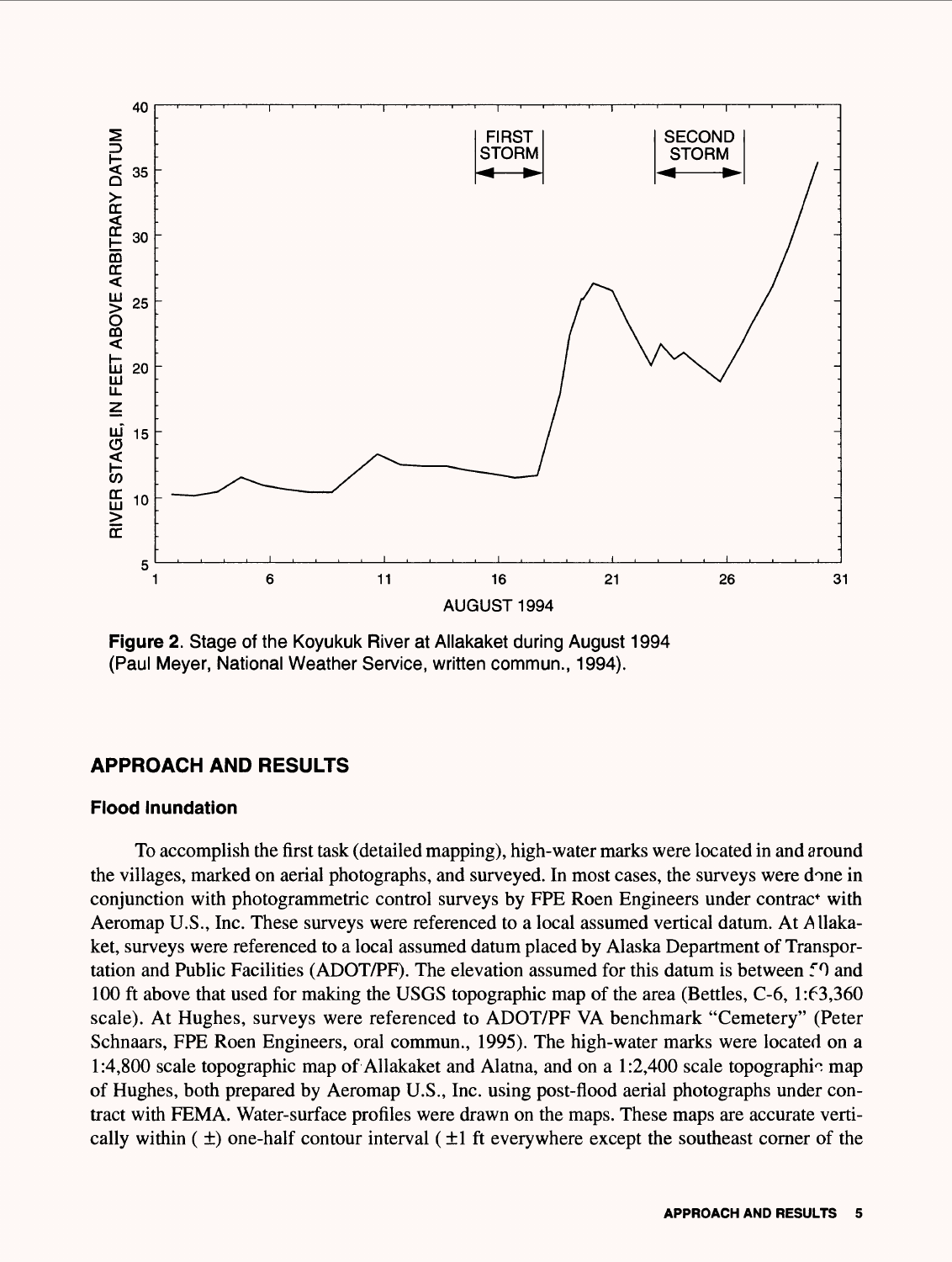**Figure 2**. Stage of the Koyukuk River at Allakaket during August 1994 (Paul Meyer, National Weather Service, written commun., 1994).

## APPROACH AND RESULTS

### Flood Inundation

To accomplish the first task (detailed mapping), high-water marks were located in and around the villages, marked on aerial photographs, and surveyed. In most cases, the surveys were done in conjunction with photogrammetric control surveys by FPE Roen Engineers under contract with Aeromap U.S., Inc. These surveys were referenced to a local assumed vertical datum. At Allakaket, surveys were referenced to a local assumed datum placed by Alaska Department of Transportation and Public Facilities (ADOT/PF). The elevation assumed for this datum is between 50 and 100 ft above that used for making the USGS topographic map of the area (Bettles, C-6, 1:63,360 scale). At Hughes, surveys were referenced to ADOT/PF VA benchmark "Cemetery" (Peter Schnaars, FPE Roen Engineers, oral commun., 1995). The high-water marks were located on a 1:4,800 scale topographic map of Allakaket and Alatna, and on a 1:2,400 scale topographic map of Hughes, both prepared by Aeromap U.S., Inc. using post-flood aerial photographs under contract with FEMA. Water-surface profiles were drawn on the maps. These maps are accurate vertically within ( ±) one-half contour interval ( ±1 ft everywhere except the southeast corner of the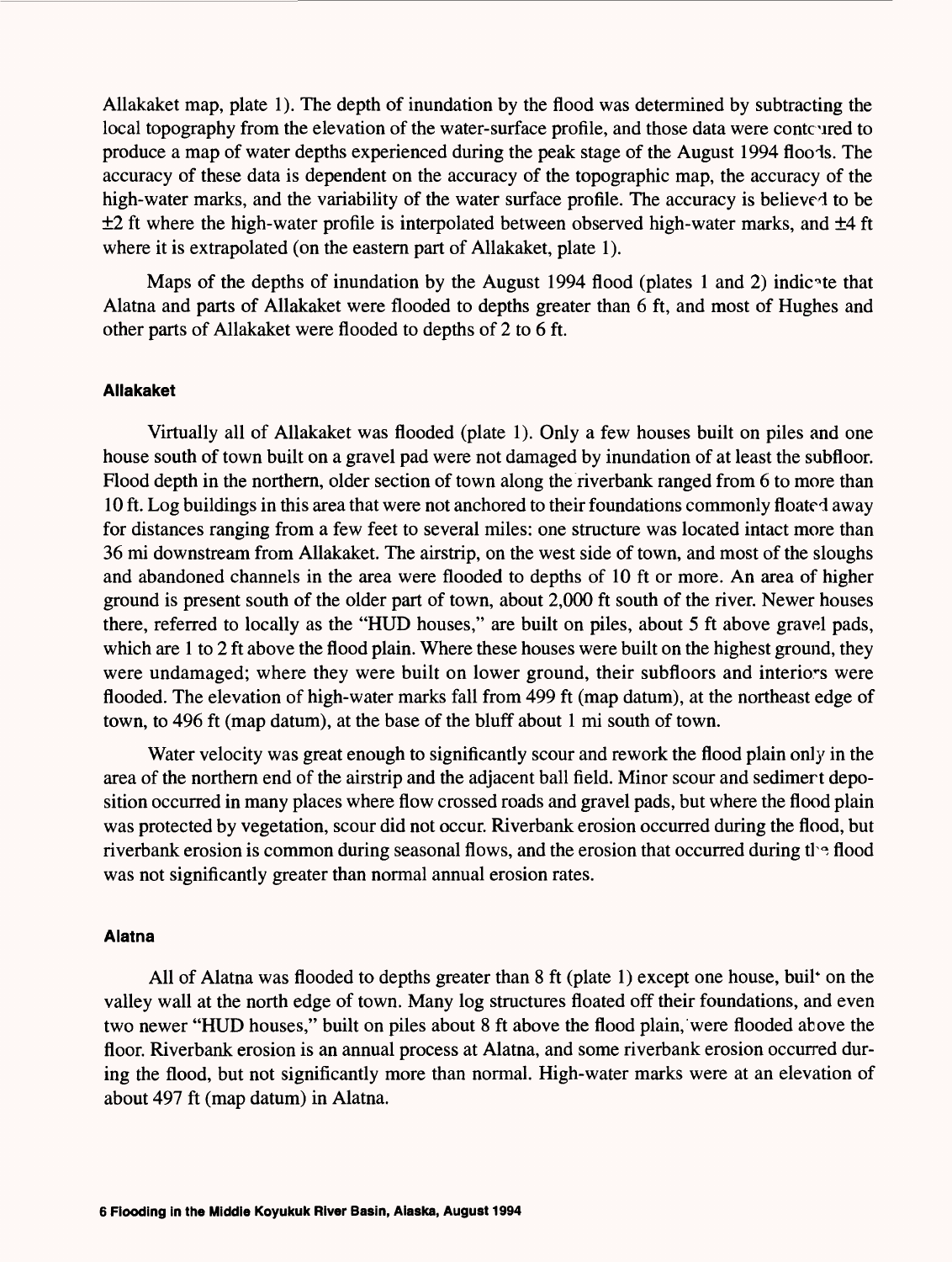Allakaket map, plate 1). The depth of inundation by the flood was determined by subtracting the local topography from the elevation of the water-surface profile, and those data were contoured to produce a map of water depths experienced during the peak stage of the August 1994 floods. The accuracy of these data is dependent on the accuracy of the topographic map, the accuracy of the high-water marks, and the variability of the water surface profile. The accuracy is believed to be ±2 ft where the high-water profile is interpolated between observed high-water marks, and ±4 ft where it is extrapolated (on the eastern part of Allakaket, plate 1).

Maps of the depths of inundation by the August 1994 flood (plates 1 and 2) indicate that Alatna and parts of Allakaket were flooded to depths greater than 6 ft, and most of Hughes and other parts of Allakaket were flooded to depths of 2 to 6 ft.

### Allakaket

Virtually all of Allakaket was flooded (plate 1). Only a few houses built on piles and one house south of town built on a gravel pad were not damaged by inundation of at least the subfloor. Flood depth in the northern, older section of town along the riverbank ranged from 6 to more than 10 ft. Log buildings in this area that were not anchored to their foundations commonly floated away for distances ranging from a few feet to several miles: one structure was located intact more than 36 mi downstream from Allakaket. The airstrip, on the west side of town, and most of the sloughs and abandoned channels in the area were flooded to depths of 10 ft or more. An area of higher ground is present south of the older part of town, about 2,000 ft south of the river. Newer houses there, referred to locally as the "HUD houses," are built on piles, about 5 ft above gravel pads, which are 1 to 2 ft above the flood plain. Where these houses were built on the highest ground, they were undamaged; where they were built on lower ground, their subfloors and interiors were flooded. The elevation of high-water marks fall from 499 ft (map datum), at the northeast edge of town, to 496 ft (map datum), at the base of the bluff about 1 mi south of town.

Water velocity was great enough to significantly scour and rework the flood plain only in the area of the northern end of the airstrip and the adjacent ball field. Minor scour and sediment deposition occurred in many places where flow crossed roads and gravel pads, but where the flood plain was protected by vegetation, scour did not occur. Riverbank erosion occurred during the flood, but riverbank erosion is common during seasonal flows, and the erosion that occurred during the flood was not significantly greater than normal annual erosion rates.

### Alatna

All of Alatna was flooded to depths greater than 8 ft (plate 1) except one house, built on the valley wall at the north edge of town. Many log structures floated off their foundations, and even two newer "HUD houses," built on piles about 8 ft above the flood plain, were flooded above the floor. Riverbank erosion is an annual process at Alatna, and some riverbank erosion occurred during the flood, but not significantly more than normal. High-water marks were at an elevation of about 497 ft (map datum) in Alatna.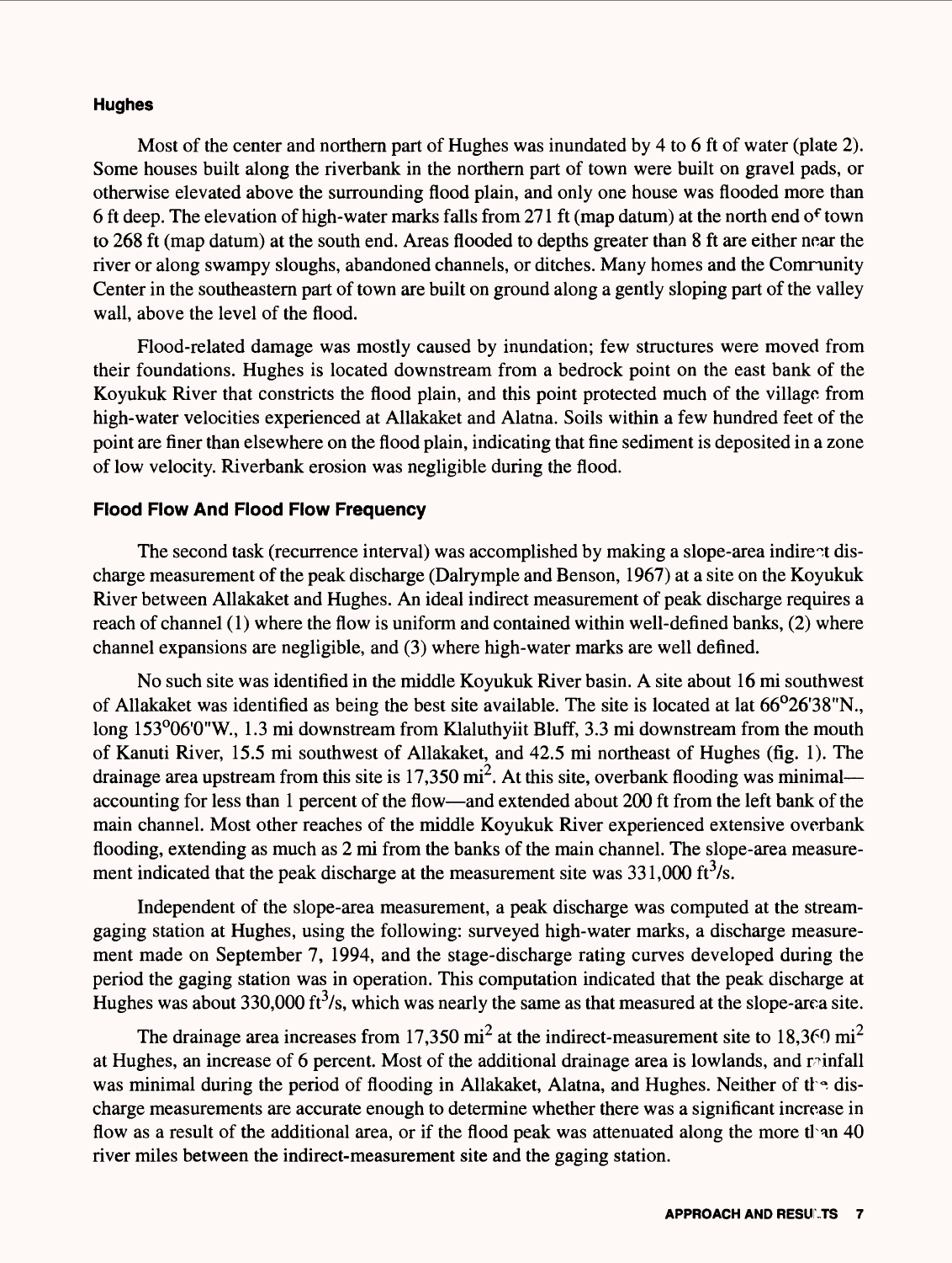### Hughes

Most of the center and northern part of Hughes was inundated by 4 to 6 ft of water (plate 2). Some houses built along the riverbank in the northern part of town were built on gravel pads, or otherwise elevated above the surrounding flood plain, and only one house was flooded more than 6 ft deep. The elevation of high-water marks falls from 271 ft (map datum) at the north end of town to 268 ft (map datum) at the south end. Areas flooded to depths greater than 8 ft are either near the river or along swampy sloughs, abandoned channels, or ditches. Many homes and the Community Center in the southeastern part of town are built on ground along a gently sloping part of the valley wall, above the level of the flood.

Flood-related damage was mostly caused by inundation; few structures were moved from their foundations. Hughes is located downstream from a bedrock point on the east bank of the Koyukuk River that constricts the flood plain, and this point protected much of the village from high-water velocities experienced at Allakaket and Alatna. Soils within a few hundred feet of the point are finer than elsewhere on the flood plain, indicating that fine sediment is deposited in a zone of low velocity. Riverbank erosion was negligible during the flood.

### Flood Flow And Flood Flow Frequency

The second task (recurrence interval) was accomplished by making a slope-area indirect discharge measurement of the peak discharge (Dalrymple and Benson, 1967) at a site on the Koyukuk River between Allakaket and Hughes. An ideal indirect measurement of peak discharge requires a reach of channel (1) where the flow is uniform and contained within well-defined banks, (2) where channel expansions are negligible, and (3) where high-water marks are well defined.

No such site was identified in the middle Koyukuk River basin. A site about 16 mi southwest of Allakaket was identified as being the best site available. The site is located at lat 66°26'38"N., long 153°06'0"W., 1.3 mi downstream from Klaluthyiit Bluff, 3.3 mi downstream from the mouth of Kanuti River, 15.5 mi southwest of Allakaket, and 42.5 mi northeast of Hughes (fig. 1). The drainage area upstream from this site is 17,350 $mi^2$. At this site, overbank flooding was minimal—accounting for less than 1 percent of the flow—and extended about 200 ft from the left bank of the main channel. Most other reaches of the middle Koyukuk River experienced extensive overbank flooding, extending as much as 2 mi from the banks of the main channel. The slope-area measurement indicated that the peak discharge at the measurement site was 331,000 $ft^3/s$.

Independent of the slope-area measurement, a peak discharge was computed at the streamgaging station at Hughes, using the following: surveyed high-water marks, a discharge measurement made on September 7, 1994, and the stage-discharge rating curves developed during the period the gaging station was in operation. This computation indicated that the peak discharge at Hughes was about 330,000 $ft^3/s$, which was nearly the same as that measured at the slope-area site.

The drainage area increases from 17,350 $mi^2$ at the indirect-measurement site to 18,360 $mi^2$ at Hughes, an increase of 6 percent. Most of the additional drainage area is lowlands, and rainfall was minimal during the period of flooding in Allakaket, Alatna, and Hughes. Neither of the discharge measurements are accurate enough to determine whether there was a significant increase in flow as a result of the additional area, or if the flood peak was attenuated along the more than 40 river miles between the indirect-measurement site and the gaging station.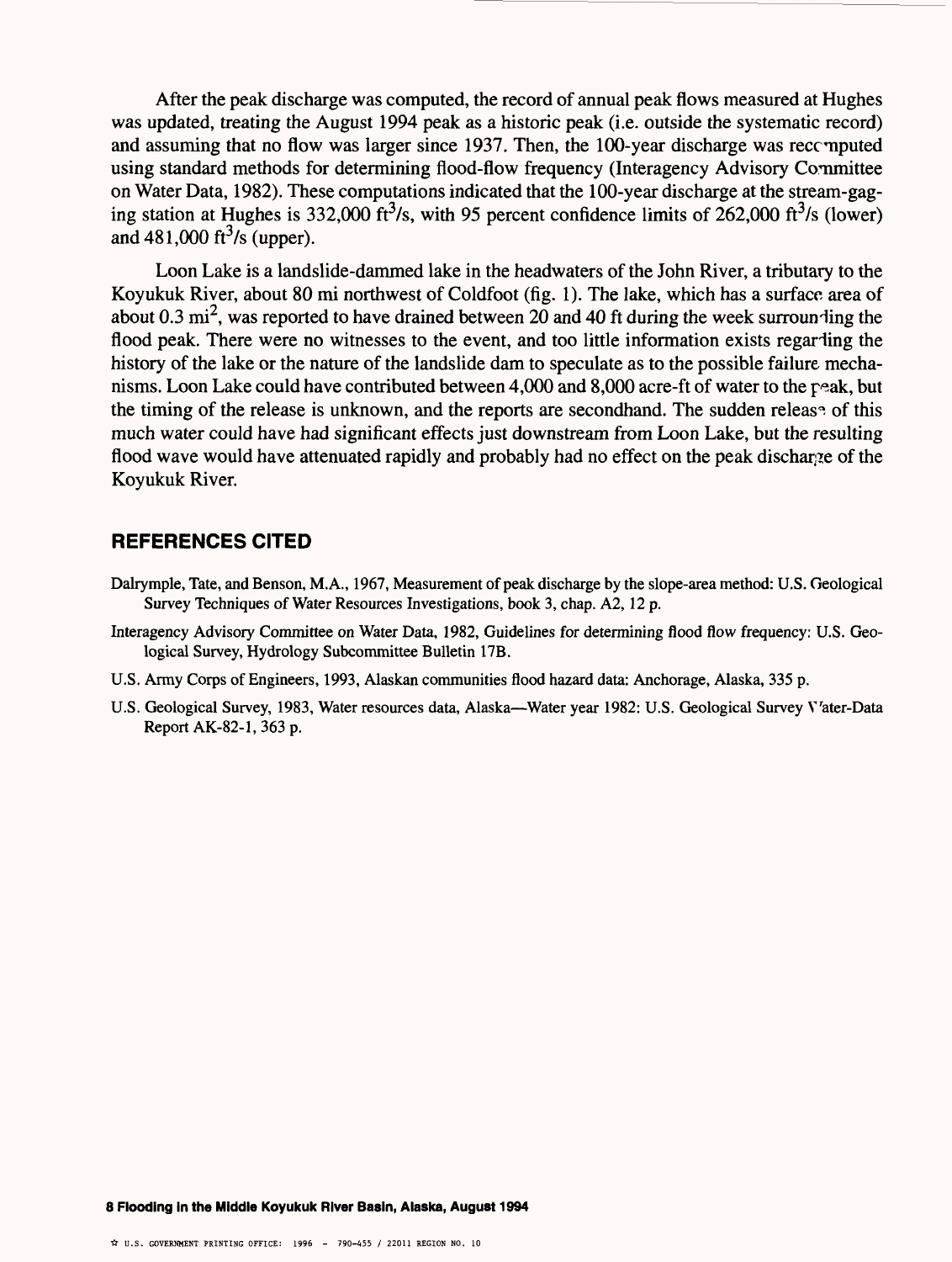After the peak discharge was computed, the record of annual peak flows measured at Hughes was updated, treating the August 1994 peak as a historic peak (i.e. outside the systematic record) and assuming that no flow was larger since 1937. Then, the 100-year discharge was recomputed using standard methods for determining flood-flow frequency (Interagency Advisory Committee on Water Data, 1982). These computations indicated that the 100-year discharge at the stream-gaging station at Hughes is 332,000 $ft^3/s$, with 95 percent confidence limits of 262,000 $ft^3/s$ (lower) and 481,000 $ft^3/s$ (upper).

Loon Lake is a landslide-dammed lake in the headwaters of the John River, a tributary to the Koyukuk River, about 80 mi northwest of Coldfoot (fig. 1). The lake, which has a surface area of about 0.3 $mi^2$, was reported to have drained between 20 and 40 ft during the week surrounding the flood peak. There were no witnesses to the event, and too little information exists regarding the history of the lake or the nature of the landslide dam to speculate as to the possible failure mechanisms. Loon Lake could have contributed between 4,000 and 8,000 acre-ft of water to the peak, but the timing of the release is unknown, and the reports are secondhand. The sudden release of this much water could have had significant effects just downstream from Loon Lake, but the resulting flood wave would have attenuated rapidly and probably had no effect on the peak discharge of the Koyukuk River.

## REFERENCES CITED

Dalrymple, Tate, and Benson, M.A., 1967, Measurement of peak discharge by the slope-area method: U.S. Geological Survey Techniques of Water Resources Investigations, book 3, chap. A2, 12 p.

Interagency Advisory Committee on Water Data, 1982, Guidelines for determining flood flow frequency: U.S. Geological Survey, Hydrology Subcommittee Bulletin 17B.

U.S. Army Corps of Engineers, 1993, Alaskan communities flood hazard data: Anchorage, Alaska, 335 p.

U.S. Geological Survey, 1983, Water resources data, Alaska—Water year 1982: U.S. Geological Survey Water-Data Report AK-82-1, 363 p.

☆ U.S. GOVERNMENT PRINTING OFFICE: 1996 - 790-455 / 22011 REGION NO. 10